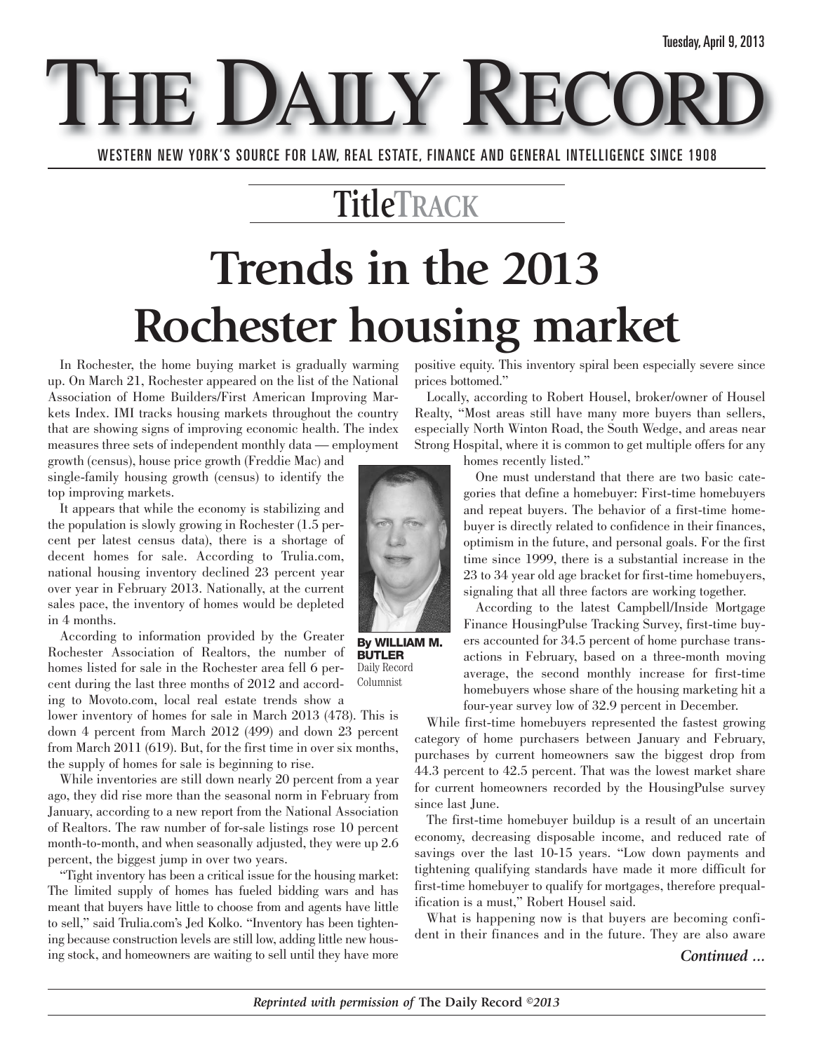Tuesday, April 9, 2013

# THE DAILY RECORD

WESTERN NEW YORK'S SOURCE FOR LAW, REAL ESTATE, FINANCE AND GENERAL INTELLIGENCE SINCE 1908

## TitleTRACK

# Trends in the 2013 Rochester housing market

**By WILLIAM M. BUTLER**
Daily Record Columnist

In Rochester, the home buying market is gradually warming up. On March 21, Rochester appeared on the list of the National Association of Home Builders/First American Improving Markets Index. IMI tracks housing markets throughout the country that are showing signs of improving economic health. The index measures three sets of independent monthly data — employment growth (census), house price growth (Freddie Mac) and single-family housing growth (census) to identify the top improving markets.

It appears that while the economy is stabilizing and the population is slowly growing in Rochester (1.5 percent per latest census data), there is a shortage of decent homes for sale. According to Trulia.com, national housing inventory declined 23 percent year over year in February 2013. Nationally, at the current sales pace, the inventory of homes would be depleted in 4 months.

According to information provided by the Greater Rochester Association of Realtors, the number of homes listed for sale in the Rochester area fell 6 percent during the last three months of 2012 and according to Movoto.com, local real estate trends show a lower inventory of homes for sale in March 2013 (478). This is down 4 percent from March 2012 (499) and down 23 percent from March 2011 (619). But, for the first time in over six months, the supply of homes for sale is beginning to rise.

While inventories are still down nearly 20 percent from a year ago, they did rise more than the seasonal norm in February from January, according to a new report from the National Association of Realtors. The raw number of for-sale listings rose 10 percent month-to-month, and when seasonally adjusted, they were up 2.6 percent, the biggest jump in over two years.

"Tight inventory has been a critical issue for the housing market: The limited supply of homes has fueled bidding wars and has meant that buyers have little to choose from and agents have little to sell," said Trulia.com's Jed Kolko. "Inventory has been tightening because construction levels are still low, adding little new housing stock, and homeowners are waiting to sell until they have more positive equity. This inventory spiral been especially severe since prices bottomed."

Locally, according to Robert Housel, broker/owner of Housel Realty, "Most areas still have many more buyers than sellers, especially North Winton Road, the South Wedge, and areas near Strong Hospital, where it is common to get multiple offers for any homes recently listed."

One must understand that there are two basic categories that define a homebuyer: First-time homebuyers and repeat buyers. The behavior of a first-time homebuyer is directly related to confidence in their finances, optimism in the future, and personal goals. For the first time since 1999, there is a substantial increase in the 23 to 34 year old age bracket for first-time homebuyers, signaling that all three factors are working together.

According to the latest Campbell/Inside Mortgage Finance HousingPulse Tracking Survey, first-time buyers accounted for 34.5 percent of home purchase transactions in February, based on a three-month moving average, the second monthly increase for first-time homebuyers whose share of the housing marketing hit a four-year survey low of 32.9 percent in December.

While first-time homebuyers represented the fastest growing category of home purchasers between January and February, purchases by current homeowners saw the biggest drop from 44.3 percent to 42.5 percent. That was the lowest market share for current homeowners recorded by the HousingPulse survey since last June.

The first-time homebuyer buildup is a result of an uncertain economy, decreasing disposable income, and reduced rate of savings over the last 10-15 years. "Low down payments and tightening qualifying standards have made it more difficult for first-time homebuyer to qualify for mortgages, therefore prequalification is a must," Robert Housel said.

What is happening now is that buyers are becoming confident in their finances and in the future. They are also aware

*Continued ...*

*Reprinted with permission of* **The Daily Record** *©2013*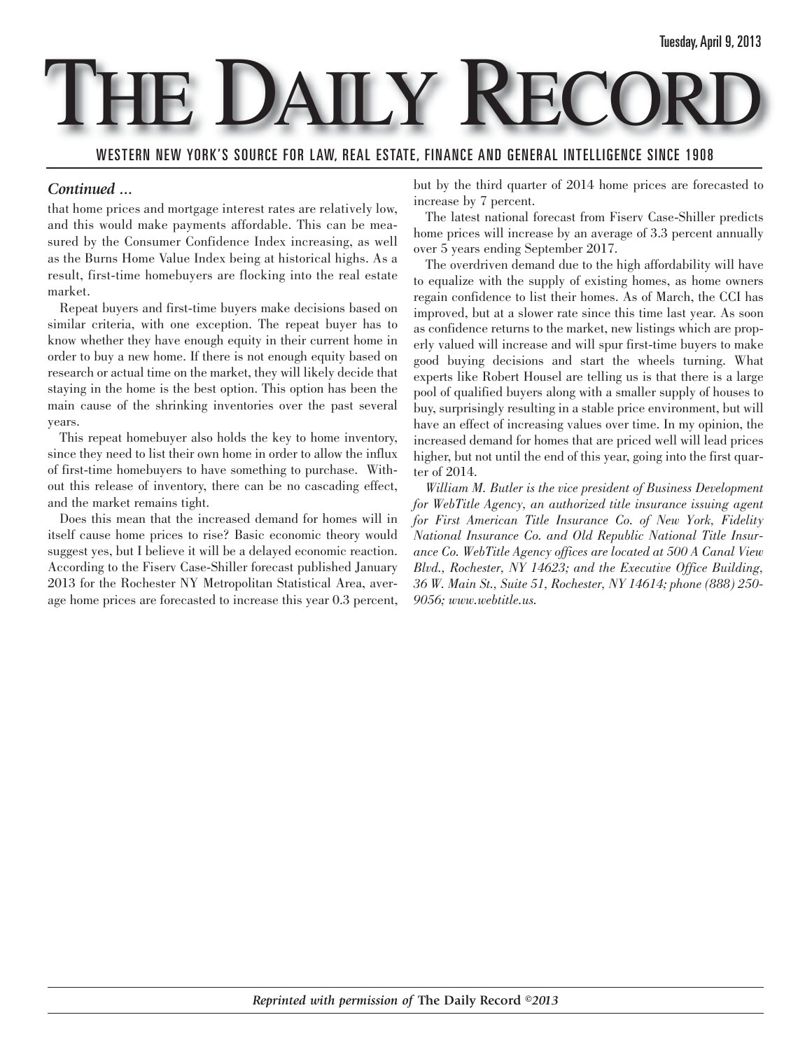*Continued ...*

that home prices and mortgage interest rates are relatively low, and this would make payments affordable. This can be measured by the Consumer Confidence Index increasing, as well as the Burns Home Value Index being at historical highs. As a result, first-time homebuyers are flocking into the real estate market.

Repeat buyers and first-time buyers make decisions based on similar criteria, with one exception. The repeat buyer has to know whether they have enough equity in their current home in order to buy a new home. If there is not enough equity based on research or actual time on the market, they will likely decide that staying in the home is the best option. This option has been the main cause of the shrinking inventories over the past several years.

This repeat homebuyer also holds the key to home inventory, since they need to list their own home in order to allow the influx of first-time homebuyers to have something to purchase. Without this release of inventory, there can be no cascading effect, and the market remains tight.

Does this mean that the increased demand for homes will in itself cause home prices to rise? Basic economic theory would suggest yes, but I believe it will be a delayed economic reaction. According to the Fiserv Case-Shiller forecast published January 2013 for the Rochester NY Metropolitan Statistical Area, average home prices are forecasted to increase this year 0.3 percent, but by the third quarter of 2014 home prices are forecasted to increase by 7 percent.

The latest national forecast from Fiserv Case-Shiller predicts home prices will increase by an average of 3.3 percent annually over 5 years ending September 2017.

The overdriven demand due to the high affordability will have to equalize with the supply of existing homes, as home owners regain confidence to list their homes. As of March, the CCI has improved, but at a slower rate since this time last year. As soon as confidence returns to the market, new listings which are properly valued will increase and will spur first-time buyers to make good buying decisions and start the wheels turning. What experts like Robert Housel are telling us is that there is a large pool of qualified buyers along with a smaller supply of houses to buy, surprisingly resulting in a stable price environment, but will have an effect of increasing values over time. In my opinion, the increased demand for homes that are priced well will lead prices higher, but not until the end of this year, going into the first quarter of 2014.

*William M. Butler is the vice president of Business Development for WebTitle Agency, an authorized title insurance issuing agent for First American Title Insurance Co. of New York, Fidelity National Insurance Co. and Old Republic National Title Insurance Co. WebTitle Agency offices are located at 500 A Canal View Blvd., Rochester, NY 14623; and the Executive Office Building, 36 W. Main St., Suite 51, Rochester, NY 14614; phone (888) 250-9056; www.webtitle.us.*

***Reprinted with permission of* The Daily Record *©2013***